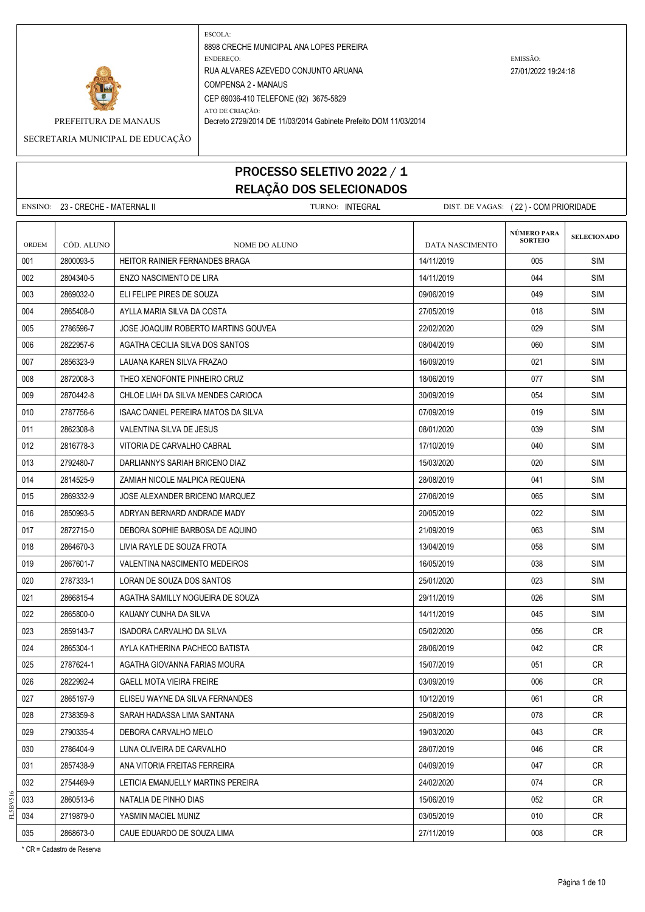PREFEITURA DE MANAUS

SECRETARIA MUNICIPAL DE EDUCAÇÃO

ESCOLA:
8898 CRECHE MUNICIPAL ANA LOPES PEREIRA

ENDEREÇO:
RUA ALVARES AZEVEDO CONJUNTO ARUANA
COMPENSA 2 - MANAUS
CEP 69036-410 TELEFONE (92) 3675-5829

ATO DE CRIAÇÃO:
Decreto 2729/2014 DE 11/03/2014 Gabinete Prefeito DOM 11/03/2014

EMISSÃO:
27/01/2022 19:24:18

# PROCESSO SELETIVO 2022 / 1
## RELAÇÃO DOS SELECIONADOS

ENSINO: 23 - CRECHE - MATERNAL II | TURNO: INTEGRAL | DIST. DE VAGAS: ( 22 ) - COM PRIORIDADE

| ORDEM | CÓD. ALUNO | NOME DO ALUNO | DATA NASCIMENTO | NÚMERO PARA SORTEIO | SELECIONADO |
|---|---|---|---|---|---|
| 001 | 2800093-5 | HEITOR RAINIER FERNANDES BRAGA | 14/11/2019 | 005 | SIM |
| 002 | 2804340-5 | ENZO NASCIMENTO DE LIRA | 14/11/2019 | 044 | SIM |
| 003 | 2869032-0 | ELI FELIPE PIRES DE SOUZA | 09/06/2019 | 049 | SIM |
| 004 | 2865408-0 | AYLLA MARIA SILVA DA COSTA | 27/05/2019 | 018 | SIM |
| 005 | 2786596-7 | JOSE JOAQUIM ROBERTO MARTINS GOUVEA | 22/02/2020 | 029 | SIM |
| 006 | 2822957-6 | AGATHA CECILIA SILVA DOS SANTOS | 08/04/2019 | 060 | SIM |
| 007 | 2856323-9 | LAUANA KAREN SILVA FRAZAO | 16/09/2019 | 021 | SIM |
| 008 | 2872008-3 | THEO XENOFONTE PINHEIRO CRUZ | 18/06/2019 | 077 | SIM |
| 009 | 2870442-8 | CHLOE LIAH DA SILVA MENDES CARIOCA | 30/09/2019 | 054 | SIM |
| 010 | 2787756-6 | ISAAC DANIEL PEREIRA MATOS DA SILVA | 07/09/2019 | 019 | SIM |
| 011 | 2862308-8 | VALENTINA SILVA DE JESUS | 08/01/2020 | 039 | SIM |
| 012 | 2816778-3 | VITORIA DE CARVALHO CABRAL | 17/10/2019 | 040 | SIM |
| 013 | 2792480-7 | DARLIANNYS SARIAH BRICENO DIAZ | 15/03/2020 | 020 | SIM |
| 014 | 2814525-9 | ZAMIAH NICOLE MALPICA REQUENA | 28/08/2019 | 041 | SIM |
| 015 | 2869332-9 | JOSE ALEXANDER BRICENO MARQUEZ | 27/06/2019 | 065 | SIM |
| 016 | 2850993-5 | ADRYAN BERNARD ANDRADE MADY | 20/05/2019 | 022 | SIM |
| 017 | 2872715-0 | DEBORA SOPHIE BARBOSA DE AQUINO | 21/09/2019 | 063 | SIM |
| 018 | 2864670-3 | LIVIA RAYLE DE SOUZA FROTA | 13/04/2019 | 058 | SIM |
| 019 | 2867601-7 | VALENTINA NASCIMENTO MEDEIROS | 16/05/2019 | 038 | SIM |
| 020 | 2787333-1 | LORAN DE SOUZA DOS SANTOS | 25/01/2020 | 023 | SIM |
| 021 | 2866815-4 | AGATHA SAMILLY NOGUEIRA DE SOUZA | 29/11/2019 | 026 | SIM |
| 022 | 2865800-0 | KAUANY CUNHA DA SILVA | 14/11/2019 | 045 | SIM |
| 023 | 2859143-7 | ISADORA CARVALHO DA SILVA | 05/02/2020 | 056 | CR |
| 024 | 2865304-1 | AYLA KATHERINA PACHECO BATISTA | 28/06/2019 | 042 | CR |
| 025 | 2787624-1 | AGATHA GIOVANNA FARIAS MOURA | 15/07/2019 | 051 | CR |
| 026 | 2822992-4 | GAELL MOTA VIEIRA FREIRE | 03/09/2019 | 006 | CR |
| 027 | 2865197-9 | ELISEU WAYNE DA SILVA FERNANDES | 10/12/2019 | 061 | CR |
| 028 | 2738359-8 | SARAH HADASSA LIMA SANTANA | 25/08/2019 | 078 | CR |
| 029 | 2790335-4 | DEBORA CARVALHO MELO | 19/03/2020 | 043 | CR |
| 030 | 2786404-9 | LUNA OLIVEIRA DE CARVALHO | 28/07/2019 | 046 | CR |
| 031 | 2857438-9 | ANA VITORIA FREITAS FERREIRA | 04/09/2019 | 047 | CR |
| 032 | 2754469-9 | LETICIA EMANUELLY MARTINS PEREIRA | 24/02/2020 | 074 | CR |
| 033 | 2860513-6 | NATALIA DE PINHO DIAS | 15/06/2019 | 052 | CR |
| 034 | 2719879-0 | YASMIN MACIEL MUNIZ | 03/05/2019 | 010 | CR |
| 035 | 2868673-0 | CAUE EDUARDO DE SOUZA LIMA | 27/11/2019 | 008 | CR |

* CR = Cadastro de Reserva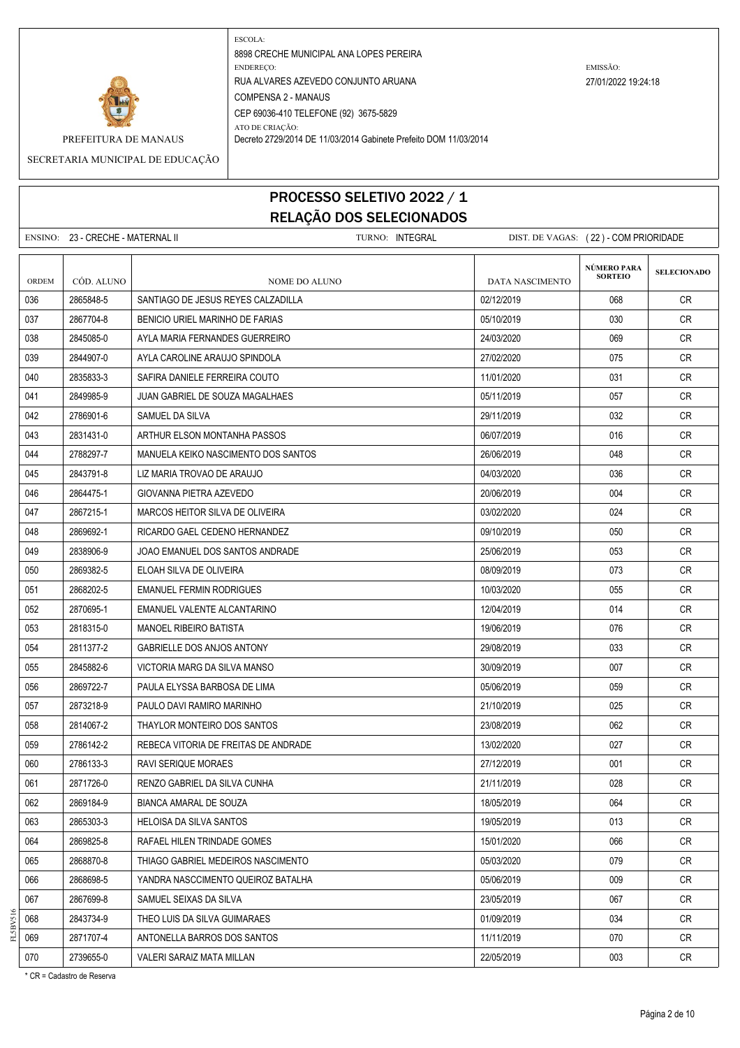PREFEITURA DE MANAUS

SECRETARIA MUNICIPAL DE EDUCAÇÃO

ESCOLA:
8898 CRECHE MUNICIPAL ANA LOPES PEREIRA

ENDEREÇO:
RUA ALVARES AZEVEDO CONJUNTO ARUANA
COMPENSA 2 - MANAUS
CEP 69036-410 TELEFONE (92) 3675-5829

ATO DE CRIAÇÃO:
Decreto 2729/2014 DE 11/03/2014 Gabinete Prefeito DOM 11/03/2014

EMISSÃO:
27/01/2022 19:24:18

# PROCESSO SELETIVO 2022 / 1
## RELAÇÃO DOS SELECIONADOS

ENSINO: 23 - CRECHE - MATERNAL II    TURNO: INTEGRAL    DIST. DE VAGAS: ( 22 ) - COM PRIORIDADE

| ORDEM | CÓD. ALUNO | NOME DO ALUNO | DATA NASCIMENTO | NÚMERO PARA SORTEIO | SELECIONADO |
|---|---|---|---|---|---|
| 036 | 2865848-5 | SANTIAGO DE JESUS REYES CALZADILLA | 02/12/2019 | 068 | CR |
| 037 | 2867704-8 | BENICIO URIEL MARINHO DE FARIAS | 05/10/2019 | 030 | CR |
| 038 | 2845085-0 | AYLA MARIA FERNANDES GUERREIRO | 24/03/2020 | 069 | CR |
| 039 | 2844907-0 | AYLA CAROLINE ARAUJO SPINDOLA | 27/02/2020 | 075 | CR |
| 040 | 2835833-3 | SAFIRA DANIELE FERREIRA COUTO | 11/01/2020 | 031 | CR |
| 041 | 2849985-9 | JUAN GABRIEL DE SOUZA MAGALHAES | 05/11/2019 | 057 | CR |
| 042 | 2786901-6 | SAMUEL DA SILVA | 29/11/2019 | 032 | CR |
| 043 | 2831431-0 | ARTHUR ELSON MONTANHA PASSOS | 06/07/2019 | 016 | CR |
| 044 | 2788297-7 | MANUELA KEIKO NASCIMENTO DOS SANTOS | 26/06/2019 | 048 | CR |
| 045 | 2843791-8 | LIZ MARIA TROVAO DE ARAUJO | 04/03/2020 | 036 | CR |
| 046 | 2864475-1 | GIOVANNA PIETRA AZEVEDO | 20/06/2019 | 004 | CR |
| 047 | 2867215-1 | MARCOS HEITOR SILVA DE OLIVEIRA | 03/02/2020 | 024 | CR |
| 048 | 2869692-1 | RICARDO GAEL CEDENO HERNANDEZ | 09/10/2019 | 050 | CR |
| 049 | 2838906-9 | JOAO EMANUEL DOS SANTOS ANDRADE | 25/06/2019 | 053 | CR |
| 050 | 2869382-5 | ELOAH SILVA DE OLIVEIRA | 08/09/2019 | 073 | CR |
| 051 | 2868202-5 | EMANUEL FERMIN RODRIGUES | 10/03/2020 | 055 | CR |
| 052 | 2870695-1 | EMANUEL VALENTE ALCANTARINO | 12/04/2019 | 014 | CR |
| 053 | 2818315-0 | MANOEL RIBEIRO BATISTA | 19/06/2019 | 076 | CR |
| 054 | 2811377-2 | GABRIELLE DOS ANJOS ANTONY | 29/08/2019 | 033 | CR |
| 055 | 2845882-6 | VICTORIA MARG DA SILVA MANSO | 30/09/2019 | 007 | CR |
| 056 | 2869722-7 | PAULA ELYSSA BARBOSA DE LIMA | 05/06/2019 | 059 | CR |
| 057 | 2873218-9 | PAULO DAVI RAMIRO MARINHO | 21/10/2019 | 025 | CR |
| 058 | 2814067-2 | THAYLOR MONTEIRO DOS SANTOS | 23/08/2019 | 062 | CR |
| 059 | 2786142-2 | REBECA VITORIA DE FREITAS DE ANDRADE | 13/02/2020 | 027 | CR |
| 060 | 2786133-3 | RAVI SERIQUE MORAES | 27/12/2019 | 001 | CR |
| 061 | 2871726-0 | RENZO GABRIEL DA SILVA CUNHA | 21/11/2019 | 028 | CR |
| 062 | 2869184-9 | BIANCA AMARAL DE SOUZA | 18/05/2019 | 064 | CR |
| 063 | 2865303-3 | HELOISA DA SILVA SANTOS | 19/05/2019 | 013 | CR |
| 064 | 2869825-8 | RAFAEL HILEN TRINDADE GOMES | 15/01/2020 | 066 | CR |
| 065 | 2868870-8 | THIAGO GABRIEL MEDEIROS NASCIMENTO | 05/03/2020 | 079 | CR |
| 066 | 2868698-5 | YANDRA NASCCIMENTO QUEIROZ BATALHA | 05/06/2019 | 009 | CR |
| 067 | 2867699-8 | SAMUEL SEIXAS DA SILVA | 23/05/2019 | 067 | CR |
| 068 | 2843734-9 | THEO LUIS DA SILVA GUIMARAES | 01/09/2019 | 034 | CR |
| 069 | 2871707-4 | ANTONELLA BARROS DOS SANTOS | 11/11/2019 | 070 | CR |
| 070 | 2739655-0 | VALERI SARAIZ MATA MILLAN | 22/05/2019 | 003 | CR |

* CR = Cadastro de Reserva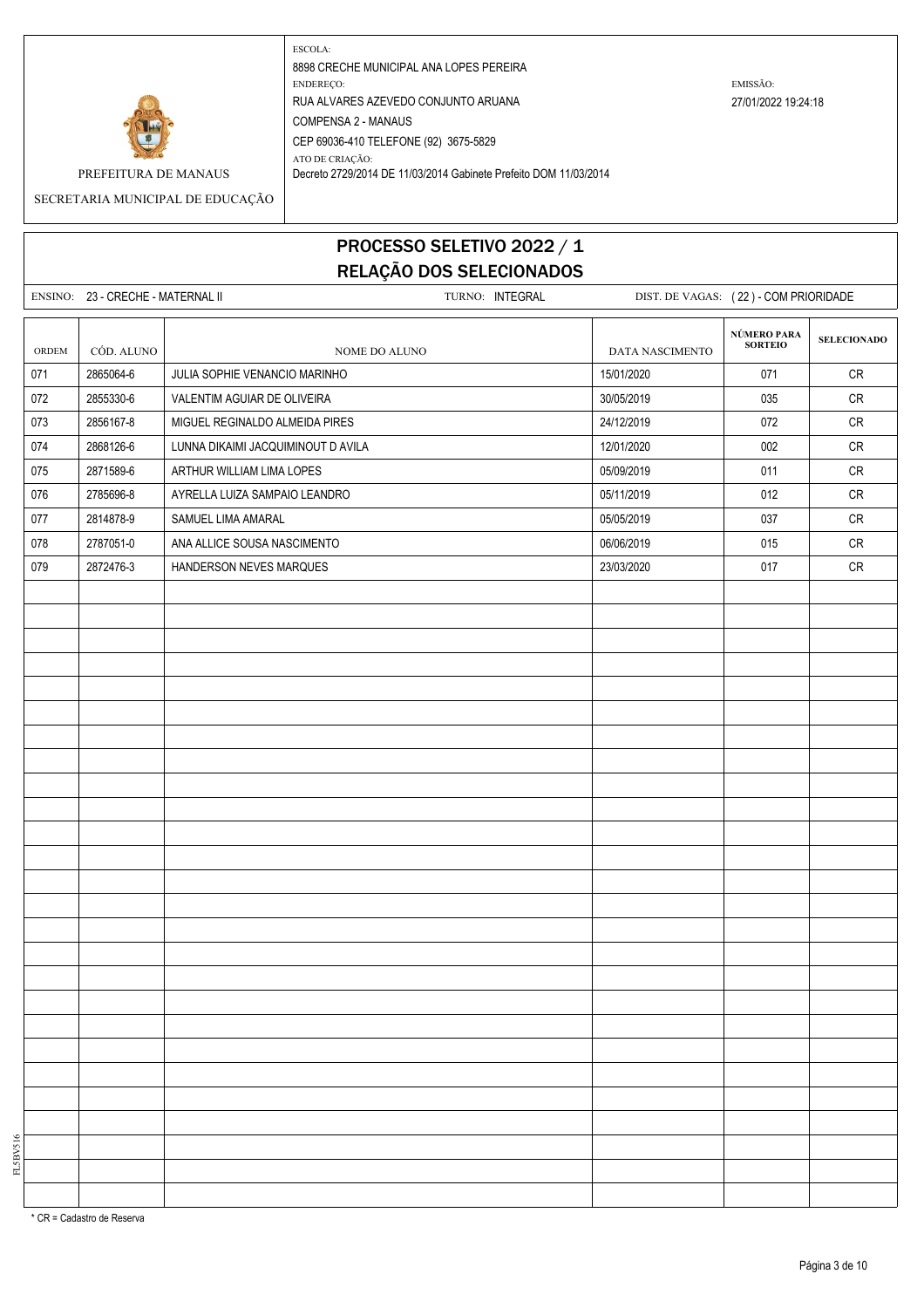PREFEITURA DE MANAUS

SECRETARIA MUNICIPAL DE EDUCAÇÃO

ESCOLA:
8898 CRECHE MUNICIPAL ANA LOPES PEREIRA

ENDEREÇO:
RUA ALVARES AZEVEDO CONJUNTO ARUANA
COMPENSA 2 - MANAUS
CEP 69036-410 TELEFONE (92) 3675-5829

ATO DE CRIAÇÃO:
Decreto 2729/2014 DE 11/03/2014 Gabinete Prefeito DOM 11/03/2014

EMISSÃO:
27/01/2022 19:24:18

# PROCESSO SELETIVO 2022 / 1
## RELAÇÃO DOS SELECIONADOS

ENSINO: 23 - CRECHE - MATERNAL II TURNO: INTEGRAL DIST. DE VAGAS: ( 22 ) - COM PRIORIDADE

| ORDEM | CÓD. ALUNO | NOME DO ALUNO | DATA NASCIMENTO | NÚMERO PARA SORTEIO | SELECIONADO |
|---|---|---|---|---|---|
| 071 | 2865064-6 | JULIA SOPHIE VENANCIO MARINHO | 15/01/2020 | 071 | CR |
| 072 | 2855330-6 | VALENTIM AGUIAR DE OLIVEIRA | 30/05/2019 | 035 | CR |
| 073 | 2856167-8 | MIGUEL REGINALDO ALMEIDA PIRES | 24/12/2019 | 072 | CR |
| 074 | 2868126-6 | LUNNA DIKAIMI JACQUIMINOUT D AVILA | 12/01/2020 | 002 | CR |
| 075 | 2871589-6 | ARTHUR WILLIAM LIMA LOPES | 05/09/2019 | 011 | CR |
| 076 | 2785696-8 | AYRELLA LUIZA SAMPAIO LEANDRO | 05/11/2019 | 012 | CR |
| 077 | 2814878-9 | SAMUEL LIMA AMARAL | 05/05/2019 | 037 | CR |
| 078 | 2787051-0 | ANA ALLICE SOUSA NASCIMENTO | 06/06/2019 | 015 | CR |
| 079 | 2872476-3 | HANDERSON NEVES MARQUES | 23/03/2020 | 017 | CR |

\* CR = Cadastro de Reserva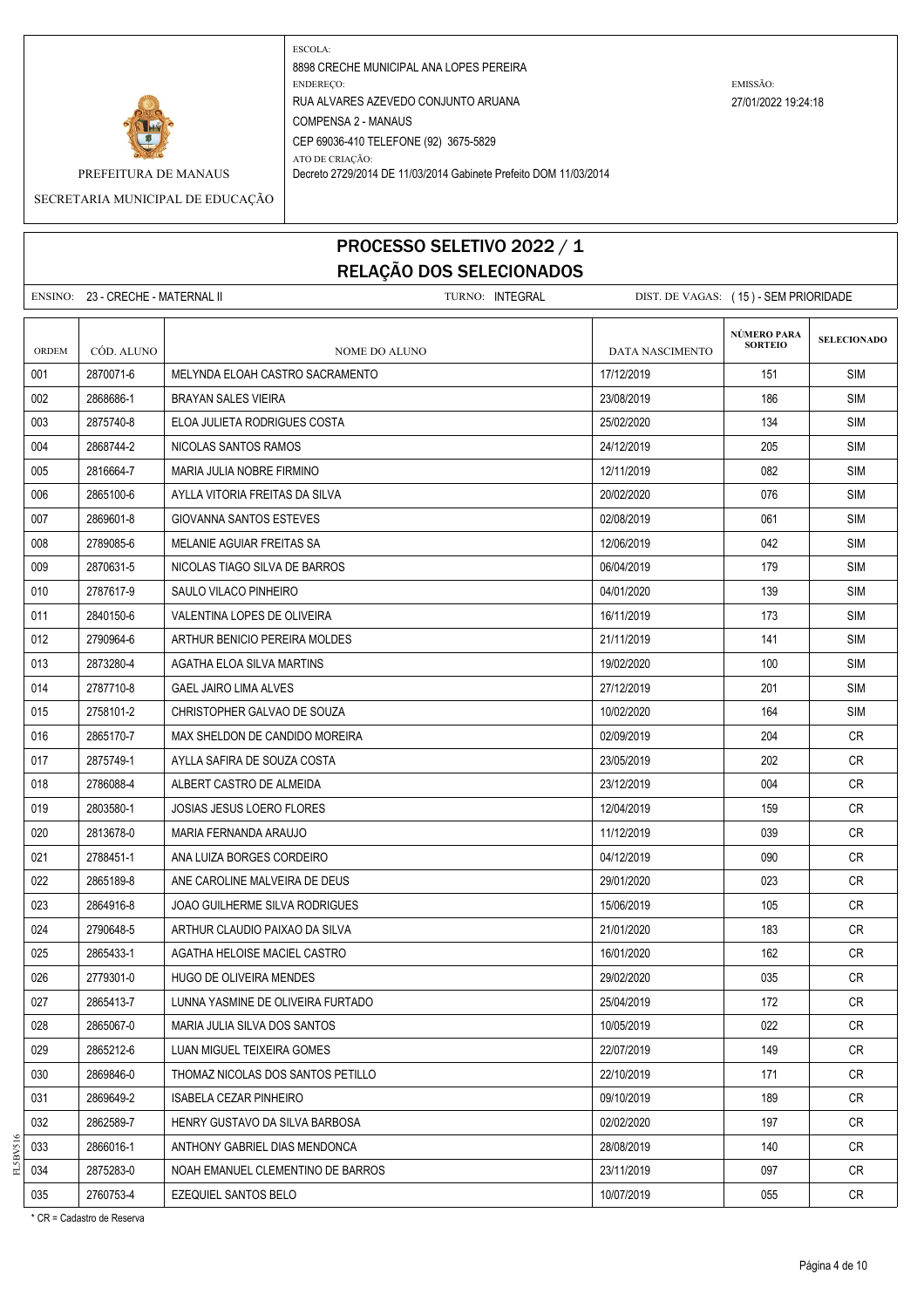PREFEITURA DE MANAUS

SECRETARIA MUNICIPAL DE EDUCAÇÃO

ESCOLA:
8898 CRECHE MUNICIPAL ANA LOPES PEREIRA

ENDEREÇO:
RUA ALVARES AZEVEDO CONJUNTO ARUANA
COMPENSA 2 - MANAUS
CEP 69036-410 TELEFONE (92) 3675-5829

ATO DE CRIAÇÃO:
Decreto 2729/2014 DE 11/03/2014 Gabinete Prefeito DOM 11/03/2014

EMISSÃO:
27/01/2022 19:24:18

# PROCESSO SELETIVO 2022 / 1
## RELAÇÃO DOS SELECIONADOS

ENSINO: 23 - CRECHE - MATERNAL II TURNO: INTEGRAL DIST. DE VAGAS: ( 15 ) - SEM PRIORIDADE

| ORDEM | CÓD. ALUNO | NOME DO ALUNO | DATA NASCIMENTO | NÚMERO PARA SORTEIO | SELECIONADO |
|---|---|---|---|---|---|
| 001 | 2870071-6 | MELYNDA ELOAH CASTRO SACRAMENTO | 17/12/2019 | 151 | SIM |
| 002 | 2868686-1 | BRAYAN SALES VIEIRA | 23/08/2019 | 186 | SIM |
| 003 | 2875740-8 | ELOA JULIETA RODRIGUES COSTA | 25/02/2020 | 134 | SIM |
| 004 | 2868744-2 | NICOLAS SANTOS RAMOS | 24/12/2019 | 205 | SIM |
| 005 | 2816664-7 | MARIA JULIA NOBRE FIRMINO | 12/11/2019 | 082 | SIM |
| 006 | 2865100-6 | AYLLA VITORIA FREITAS DA SILVA | 20/02/2020 | 076 | SIM |
| 007 | 2869601-8 | GIOVANNA SANTOS ESTEVES | 02/08/2019 | 061 | SIM |
| 008 | 2789085-6 | MELANIE AGUIAR FREITAS SA | 12/06/2019 | 042 | SIM |
| 009 | 2870631-5 | NICOLAS TIAGO SILVA DE BARROS | 06/04/2019 | 179 | SIM |
| 010 | 2787617-9 | SAULO VILACO PINHEIRO | 04/01/2020 | 139 | SIM |
| 011 | 2840150-6 | VALENTINA LOPES DE OLIVEIRA | 16/11/2019 | 173 | SIM |
| 012 | 2790964-6 | ARTHUR BENICIO PEREIRA MOLDES | 21/11/2019 | 141 | SIM |
| 013 | 2873280-4 | AGATHA ELOA SILVA MARTINS | 19/02/2020 | 100 | SIM |
| 014 | 2787710-8 | GAEL JAIRO LIMA ALVES | 27/12/2019 | 201 | SIM |
| 015 | 2758101-2 | CHRISTOPHER GALVAO DE SOUZA | 10/02/2020 | 164 | SIM |
| 016 | 2865170-7 | MAX SHELDON DE CANDIDO MOREIRA | 02/09/2019 | 204 | CR |
| 017 | 2875749-1 | AYLLA SAFIRA DE SOUZA COSTA | 23/05/2019 | 202 | CR |
| 018 | 2786088-4 | ALBERT CASTRO DE ALMEIDA | 23/12/2019 | 004 | CR |
| 019 | 2803580-1 | JOSIAS JESUS LOERO FLORES | 12/04/2019 | 159 | CR |
| 020 | 2813678-0 | MARIA FERNANDA ARAUJO | 11/12/2019 | 039 | CR |
| 021 | 2788451-1 | ANA LUIZA BORGES CORDEIRO | 04/12/2019 | 090 | CR |
| 022 | 2865189-8 | ANE CAROLINE MALVEIRA DE DEUS | 29/01/2020 | 023 | CR |
| 023 | 2864916-8 | JOAO GUILHERME SILVA RODRIGUES | 15/06/2019 | 105 | CR |
| 024 | 2790648-5 | ARTHUR CLAUDIO PAIXAO DA SILVA | 21/01/2020 | 183 | CR |
| 025 | 2865433-1 | AGATHA HELOISE MACIEL CASTRO | 16/01/2020 | 162 | CR |
| 026 | 2779301-0 | HUGO DE OLIVEIRA MENDES | 29/02/2020 | 035 | CR |
| 027 | 2865413-7 | LUNNA YASMINE DE OLIVEIRA FURTADO | 25/04/2019 | 172 | CR |
| 028 | 2865067-0 | MARIA JULIA SILVA DOS SANTOS | 10/05/2019 | 022 | CR |
| 029 | 2865212-6 | LUAN MIGUEL TEIXEIRA GOMES | 22/07/2019 | 149 | CR |
| 030 | 2869846-0 | THOMAZ NICOLAS DOS SANTOS PETILLO | 22/10/2019 | 171 | CR |
| 031 | 2869649-2 | ISABELA CEZAR PINHEIRO | 09/10/2019 | 189 | CR |
| 032 | 2862589-7 | HENRY GUSTAVO DA SILVA BARBOSA | 02/02/2020 | 197 | CR |
| 033 | 2866016-1 | ANTHONY GABRIEL DIAS MENDONCA | 28/08/2019 | 140 | CR |
| 034 | 2875283-0 | NOAH EMANUEL CLEMENTINO DE BARROS | 23/11/2019 | 097 | CR |
| 035 | 2760753-4 | EZEQUIEL SANTOS BELO | 10/07/2019 | 055 | CR |

\* CR = Cadastro de Reserva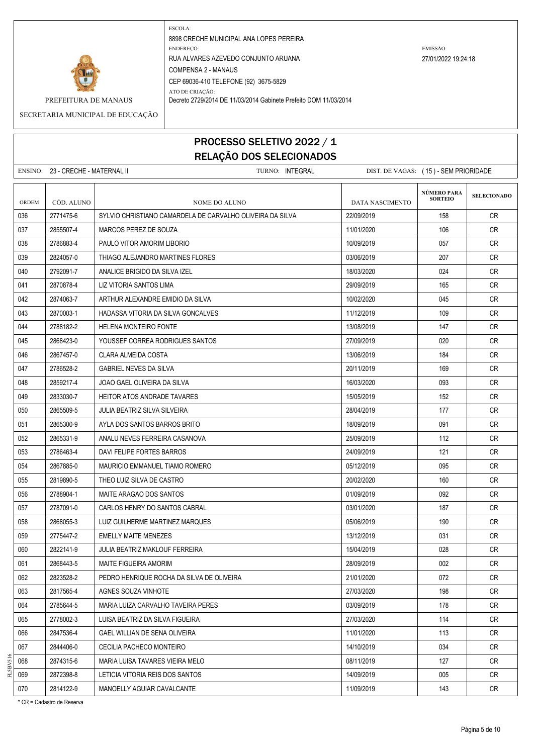PREFEITURA DE MANAUS

SECRETARIA MUNICIPAL DE EDUCAÇÃO

ESCOLA:
8898 CRECHE MUNICIPAL ANA LOPES PEREIRA

ENDEREÇO:
RUA ALVARES AZEVEDO CONJUNTO ARUANA
COMPENSA 2 - MANAUS
CEP 69036-410 TELEFONE (92) 3675-5829

EMISSÃO:
27/01/2022 19:24:18

ATO DE CRIAÇÃO:
Decreto 2729/2014 DE 11/03/2014 Gabinete Prefeito DOM 11/03/2014

# PROCESSO SELETIVO 2022 / 1
## RELAÇÃO DOS SELECIONADOS

ENSINO: 23 - CRECHE - MATERNAL II    TURNO: INTEGRAL    DIST. DE VAGAS: ( 15 ) - SEM PRIORIDADE

| ORDEM | CÓD. ALUNO | NOME DO ALUNO | DATA NASCIMENTO | NÚMERO PARA SORTEIO | SELECIONADO |
|---|---|---|---|---|---|
| 036 | 2771475-6 | SYLVIO CHRISTIANO CAMARDELA DE CARVALHO OLIVEIRA DA SILVA | 22/09/2019 | 158 | CR |
| 037 | 2855507-4 | MARCOS PEREZ DE SOUZA | 11/01/2020 | 106 | CR |
| 038 | 2786883-4 | PAULO VITOR AMORIM LIBORIO | 10/09/2019 | 057 | CR |
| 039 | 2824057-0 | THIAGO ALEJANDRO MARTINES FLORES | 03/06/2019 | 207 | CR |
| 040 | 2792091-7 | ANALICE BRIGIDO DA SILVA IZEL | 18/03/2020 | 024 | CR |
| 041 | 2870878-4 | LIZ VITORIA SANTOS LIMA | 29/09/2019 | 165 | CR |
| 042 | 2874063-7 | ARTHUR ALEXANDRE EMIDIO DA SILVA | 10/02/2020 | 045 | CR |
| 043 | 2870003-1 | HADASSA VITORIA DA SILVA GONCALVES | 11/12/2019 | 109 | CR |
| 044 | 2788182-2 | HELENA MONTEIRO FONTE | 13/08/2019 | 147 | CR |
| 045 | 2868423-0 | YOUSSEF CORREA RODRIGUES SANTOS | 27/09/2019 | 020 | CR |
| 046 | 2867457-0 | CLARA ALMEIDA COSTA | 13/06/2019 | 184 | CR |
| 047 | 2786528-2 | GABRIEL NEVES DA SILVA | 20/11/2019 | 169 | CR |
| 048 | 2859217-4 | JOAO GAEL OLIVEIRA DA SILVA | 16/03/2020 | 093 | CR |
| 049 | 2833030-7 | HEITOR ATOS ANDRADE TAVARES | 15/05/2019 | 152 | CR |
| 050 | 2865509-5 | JULIA BEATRIZ SILVA SILVEIRA | 28/04/2019 | 177 | CR |
| 051 | 2865300-9 | AYLA DOS SANTOS BARROS BRITO | 18/09/2019 | 091 | CR |
| 052 | 2865331-9 | ANALU NEVES FERREIRA CASANOVA | 25/09/2019 | 112 | CR |
| 053 | 2786463-4 | DAVI FELIPE FORTES BARROS | 24/09/2019 | 121 | CR |
| 054 | 2867885-0 | MAURICIO EMMANUEL TIAMO ROMERO | 05/12/2019 | 095 | CR |
| 055 | 2819890-5 | THEO LUIZ SILVA DE CASTRO | 20/02/2020 | 160 | CR |
| 056 | 2788904-1 | MAITE ARAGAO DOS SANTOS | 01/09/2019 | 092 | CR |
| 057 | 2787091-0 | CARLOS HENRY DO SANTOS CABRAL | 03/01/2020 | 187 | CR |
| 058 | 2868055-3 | LUIZ GUILHERME MARTINEZ MARQUES | 05/06/2019 | 190 | CR |
| 059 | 2775447-2 | EMELLY MAITE MENEZES | 13/12/2019 | 031 | CR |
| 060 | 2822141-9 | JULIA BEATRIZ MAKLOUF FERREIRA | 15/04/2019 | 028 | CR |
| 061 | 2868443-5 | MAITE FIGUEIRA AMORIM | 28/09/2019 | 002 | CR |
| 062 | 2823528-2 | PEDRO HENRIQUE ROCHA DA SILVA DE OLIVEIRA | 21/01/2020 | 072 | CR |
| 063 | 2817565-4 | AGNES SOUZA VINHOTE | 27/03/2020 | 198 | CR |
| 064 | 2785644-5 | MARIA LUIZA CARVALHO TAVEIRA PERES | 03/09/2019 | 178 | CR |
| 065 | 2778002-3 | LUISA BEATRIZ DA SILVA FIGUEIRA | 27/03/2020 | 114 | CR |
| 066 | 2847536-4 | GAEL WILLIAN DE SENA OLIVEIRA | 11/01/2020 | 113 | CR |
| 067 | 2844406-0 | CECILIA PACHECO MONTEIRO | 14/10/2019 | 034 | CR |
| 068 | 2874315-6 | MARIA LUISA TAVARES VIEIRA MELO | 08/11/2019 | 127 | CR |
| 069 | 2872398-8 | LETICIA VITORIA REIS DOS SANTOS | 14/09/2019 | 005 | CR |
| 070 | 2814122-9 | MANOELLY AGUIAR CAVALCANTE | 11/09/2019 | 143 | CR |

\* CR = Cadastro de Reserva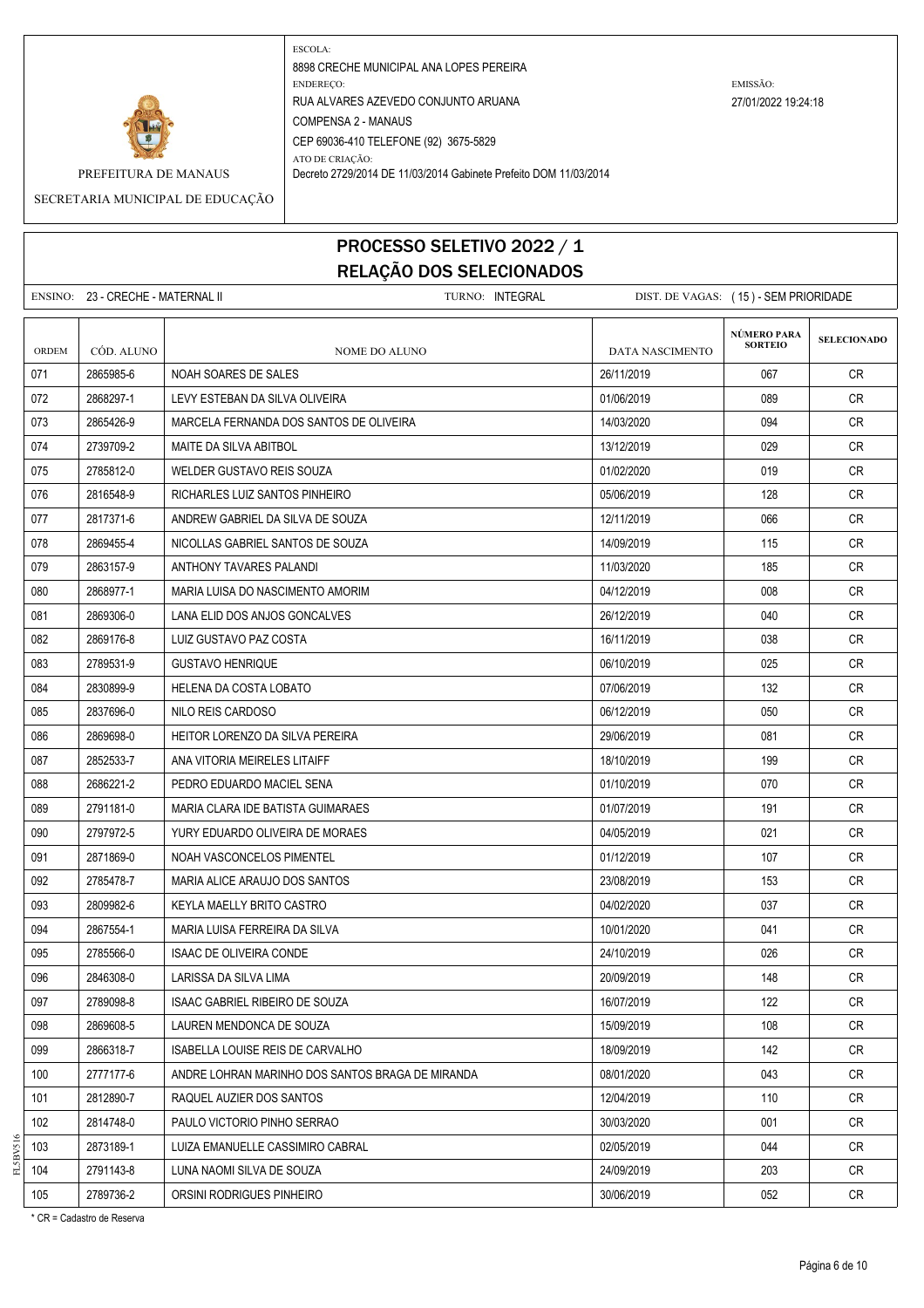PREFEITURA DE MANAUS

SECRETARIA MUNICIPAL DE EDUCAÇÃO

ESCOLA:
8898 CRECHE MUNICIPAL ANA LOPES PEREIRA

ENDEREÇO:
RUA ALVARES AZEVEDO CONJUNTO ARUANA
COMPENSA 2 - MANAUS
CEP 69036-410 TELEFONE (92) 3675-5829

ATO DE CRIAÇÃO:
Decreto 2729/2014 DE 11/03/2014 Gabinete Prefeito DOM 11/03/2014

EMISSÃO:
27/01/2022 19:24:18

# PROCESSO SELETIVO 2022 / 1
## RELAÇÃO DOS SELECIONADOS

ENSINO: 23 - CRECHE - MATERNAL II    TURNO: INTEGRAL    DIST. DE VAGAS: ( 15 ) - SEM PRIORIDADE

| ORDEM | CÓD. ALUNO | NOME DO ALUNO | DATA NASCIMENTO | NÚMERO PARA SORTEIO | SELECIONADO |
|---|---|---|---|---|---|
| 071 | 2865985-6 | NOAH SOARES DE SALES | 26/11/2019 | 067 | CR |
| 072 | 2868297-1 | LEVY ESTEBAN DA SILVA OLIVEIRA | 01/06/2019 | 089 | CR |
| 073 | 2865426-9 | MARCELA FERNANDA DOS SANTOS DE OLIVEIRA | 14/03/2020 | 094 | CR |
| 074 | 2739709-2 | MAITE DA SILVA ABITBOL | 13/12/2019 | 029 | CR |
| 075 | 2785812-0 | WELDER GUSTAVO REIS SOUZA | 01/02/2020 | 019 | CR |
| 076 | 2816548-9 | RICHARLES LUIZ SANTOS PINHEIRO | 05/06/2019 | 128 | CR |
| 077 | 2817371-6 | ANDREW GABRIEL DA SILVA DE SOUZA | 12/11/2019 | 066 | CR |
| 078 | 2869455-4 | NICOLLAS GABRIEL SANTOS DE SOUZA | 14/09/2019 | 115 | CR |
| 079 | 2863157-9 | ANTHONY TAVARES PALANDI | 11/03/2020 | 185 | CR |
| 080 | 2868977-1 | MARIA LUISA DO NASCIMENTO AMORIM | 04/12/2019 | 008 | CR |
| 081 | 2869306-0 | LANA ELID DOS ANJOS GONCALVES | 26/12/2019 | 040 | CR |
| 082 | 2869176-8 | LUIZ GUSTAVO PAZ COSTA | 16/11/2019 | 038 | CR |
| 083 | 2789531-9 | GUSTAVO HENRIQUE | 06/10/2019 | 025 | CR |
| 084 | 2830899-9 | HELENA DA COSTA LOBATO | 07/06/2019 | 132 | CR |
| 085 | 2837696-0 | NILO REIS CARDOSO | 06/12/2019 | 050 | CR |
| 086 | 2869698-0 | HEITOR LORENZO DA SILVA PEREIRA | 29/06/2019 | 081 | CR |
| 087 | 2852533-7 | ANA VITORIA MEIRELES LITAIFF | 18/10/2019 | 199 | CR |
| 088 | 2686221-2 | PEDRO EDUARDO MACIEL SENA | 01/10/2019 | 070 | CR |
| 089 | 2791181-0 | MARIA CLARA IDE BATISTA GUIMARAES | 01/07/2019 | 191 | CR |
| 090 | 2797972-5 | YURY EDUARDO OLIVEIRA DE MORAES | 04/05/2019 | 021 | CR |
| 091 | 2871869-0 | NOAH VASCONCELOS PIMENTEL | 01/12/2019 | 107 | CR |
| 092 | 2785478-7 | MARIA ALICE ARAUJO DOS SANTOS | 23/08/2019 | 153 | CR |
| 093 | 2809982-6 | KEYLA MAELLY BRITO CASTRO | 04/02/2020 | 037 | CR |
| 094 | 2867554-1 | MARIA LUISA FERREIRA DA SILVA | 10/01/2020 | 041 | CR |
| 095 | 2785566-0 | ISAAC DE OLIVEIRA CONDE | 24/10/2019 | 026 | CR |
| 096 | 2846308-0 | LARISSA DA SILVA LIMA | 20/09/2019 | 148 | CR |
| 097 | 2789098-8 | ISAAC GABRIEL RIBEIRO DE SOUZA | 16/07/2019 | 122 | CR |
| 098 | 2869608-5 | LAUREN MENDONCA DE SOUZA | 15/09/2019 | 108 | CR |
| 099 | 2866318-7 | ISABELLA LOUISE REIS DE CARVALHO | 18/09/2019 | 142 | CR |
| 100 | 2777177-6 | ANDRE LOHRAN MARINHO DOS SANTOS BRAGA DE MIRANDA | 08/01/2020 | 043 | CR |
| 101 | 2812890-7 | RAQUEL AUZIER DOS SANTOS | 12/04/2019 | 110 | CR |
| 102 | 2814748-0 | PAULO VICTORIO PINHO SERRAO | 30/03/2020 | 001 | CR |
| 103 | 2873189-1 | LUIZA EMANUELLE CASSIMIRO CABRAL | 02/05/2019 | 044 | CR |
| 104 | 2791143-8 | LUNA NAOMI SILVA DE SOUZA | 24/09/2019 | 203 | CR |
| 105 | 2789736-2 | ORSINI RODRIGUES PINHEIRO | 30/06/2019 | 052 | CR |

\* CR = Cadastro de Reserva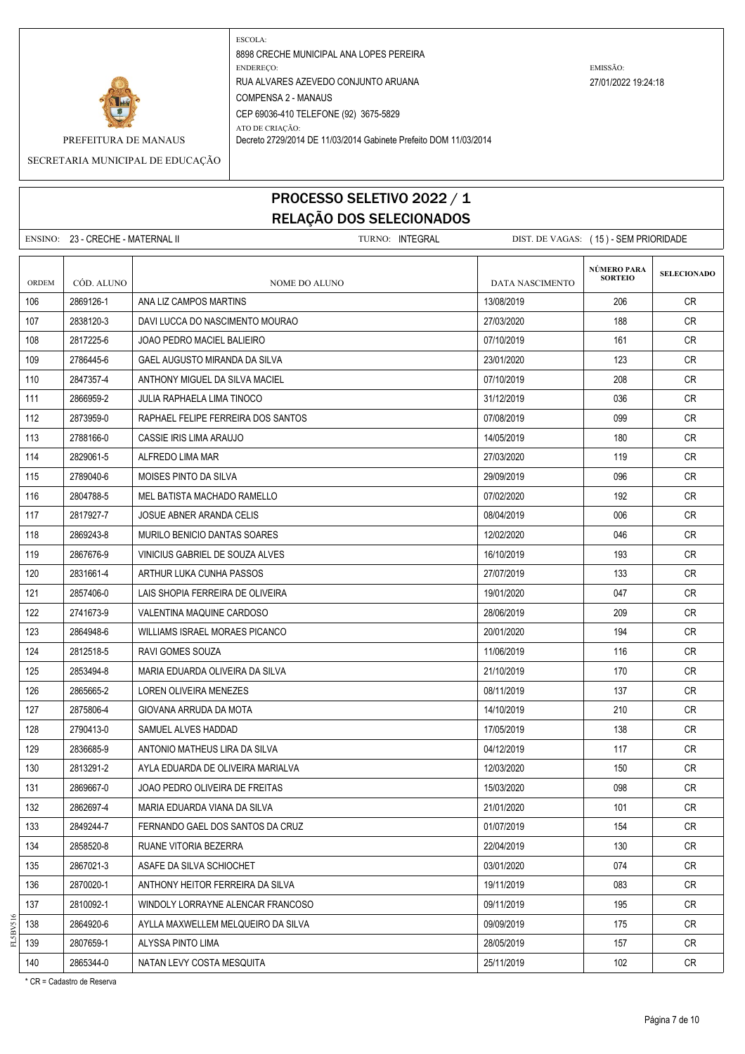PREFEITURA DE MANAUS

SECRETARIA MUNICIPAL DE EDUCAÇÃO

ESCOLA:
8898 CRECHE MUNICIPAL ANA LOPES PEREIRA

ENDEREÇO:
RUA ALVARES AZEVEDO CONJUNTO ARUANA
COMPENSA 2 - MANAUS
CEP 69036-410 TELEFONE (92) 3675-5829

ATO DE CRIAÇÃO:
Decreto 2729/2014 DE 11/03/2014 Gabinete Prefeito DOM 11/03/2014

EMISSÃO:
27/01/2022 19:24:18

# PROCESSO SELETIVO 2022 / 1
## RELAÇÃO DOS SELECIONADOS

ENSINO: 23 - CRECHE - MATERNAL II   TURNO: INTEGRAL   DIST. DE VAGAS: ( 15 ) - SEM PRIORIDADE

| ORDEM | CÓD. ALUNO | NOME DO ALUNO | DATA NASCIMENTO | NÚMERO PARA SORTEIO | SELECIONADO |
|---|---|---|---|---|---|
| 106 | 2869126-1 | ANA LIZ CAMPOS MARTINS | 13/08/2019 | 206 | CR |
| 107 | 2838120-3 | DAVI LUCCA DO NASCIMENTO MOURAO | 27/03/2020 | 188 | CR |
| 108 | 2817225-6 | JOAO PEDRO MACIEL BALIEIRO | 07/10/2019 | 161 | CR |
| 109 | 2786445-6 | GAEL AUGUSTO MIRANDA DA SILVA | 23/01/2020 | 123 | CR |
| 110 | 2847357-4 | ANTHONY MIGUEL DA SILVA MACIEL | 07/10/2019 | 208 | CR |
| 111 | 2866959-2 | JULIA RAPHAELA LIMA TINOCO | 31/12/2019 | 036 | CR |
| 112 | 2873959-0 | RAPHAEL FELIPE FERREIRA DOS SANTOS | 07/08/2019 | 099 | CR |
| 113 | 2788166-0 | CASSIE IRIS LIMA ARAUJO | 14/05/2019 | 180 | CR |
| 114 | 2829061-5 | ALFREDO LIMA MAR | 27/03/2020 | 119 | CR |
| 115 | 2789040-6 | MOISES PINTO DA SILVA | 29/09/2019 | 096 | CR |
| 116 | 2804788-5 | MEL BATISTA MACHADO RAMELLO | 07/02/2020 | 192 | CR |
| 117 | 2817927-7 | JOSUE ABNER ARANDA CELIS | 08/04/2019 | 006 | CR |
| 118 | 2869243-8 | MURILO BENICIO DANTAS SOARES | 12/02/2020 | 046 | CR |
| 119 | 2867676-9 | VINICIUS GABRIEL DE SOUZA ALVES | 16/10/2019 | 193 | CR |
| 120 | 2831661-4 | ARTHUR LUKA CUNHA PASSOS | 27/07/2019 | 133 | CR |
| 121 | 2857406-0 | LAIS SHOPIA FERREIRA DE OLIVEIRA | 19/01/2020 | 047 | CR |
| 122 | 2741673-9 | VALENTINA MAQUINE CARDOSO | 28/06/2019 | 209 | CR |
| 123 | 2864948-6 | WILLIAMS ISRAEL MORAES PICANCO | 20/01/2020 | 194 | CR |
| 124 | 2812518-5 | RAVI GOMES SOUZA | 11/06/2019 | 116 | CR |
| 125 | 2853494-8 | MARIA EDUARDA OLIVEIRA DA SILVA | 21/10/2019 | 170 | CR |
| 126 | 2865665-2 | LOREN OLIVEIRA MENEZES | 08/11/2019 | 137 | CR |
| 127 | 2875806-4 | GIOVANA ARRUDA DA MOTA | 14/10/2019 | 210 | CR |
| 128 | 2790413-0 | SAMUEL ALVES HADDAD | 17/05/2019 | 138 | CR |
| 129 | 2836685-9 | ANTONIO MATHEUS LIRA DA SILVA | 04/12/2019 | 117 | CR |
| 130 | 2813291-2 | AYLA EDUARDA DE OLIVEIRA MARIALVA | 12/03/2020 | 150 | CR |
| 131 | 2869667-0 | JOAO PEDRO OLIVEIRA DE FREITAS | 15/03/2020 | 098 | CR |
| 132 | 2862697-4 | MARIA EDUARDA VIANA DA SILVA | 21/01/2020 | 101 | CR |
| 133 | 2849244-7 | FERNANDO GAEL DOS SANTOS DA CRUZ | 01/07/2019 | 154 | CR |
| 134 | 2858520-8 | RUANE VITORIA BEZERRA | 22/04/2019 | 130 | CR |
| 135 | 2867021-3 | ASAFE DA SILVA SCHIOCHET | 03/01/2020 | 074 | CR |
| 136 | 2870020-1 | ANTHONY HEITOR FERREIRA DA SILVA | 19/11/2019 | 083 | CR |
| 137 | 2810092-1 | WINDOLY LORRAYNE ALENCAR FRANCOSO | 09/11/2019 | 195 | CR |
| 138 | 2864920-6 | AYLLA MAXWELLEM MELQUEIRO DA SILVA | 09/09/2019 | 175 | CR |
| 139 | 2807659-1 | ALYSSA PINTO LIMA | 28/05/2019 | 157 | CR |
| 140 | 2865344-0 | NATAN LEVY COSTA MESQUITA | 25/11/2019 | 102 | CR |

* CR = Cadastro de Reserva

FL5BV516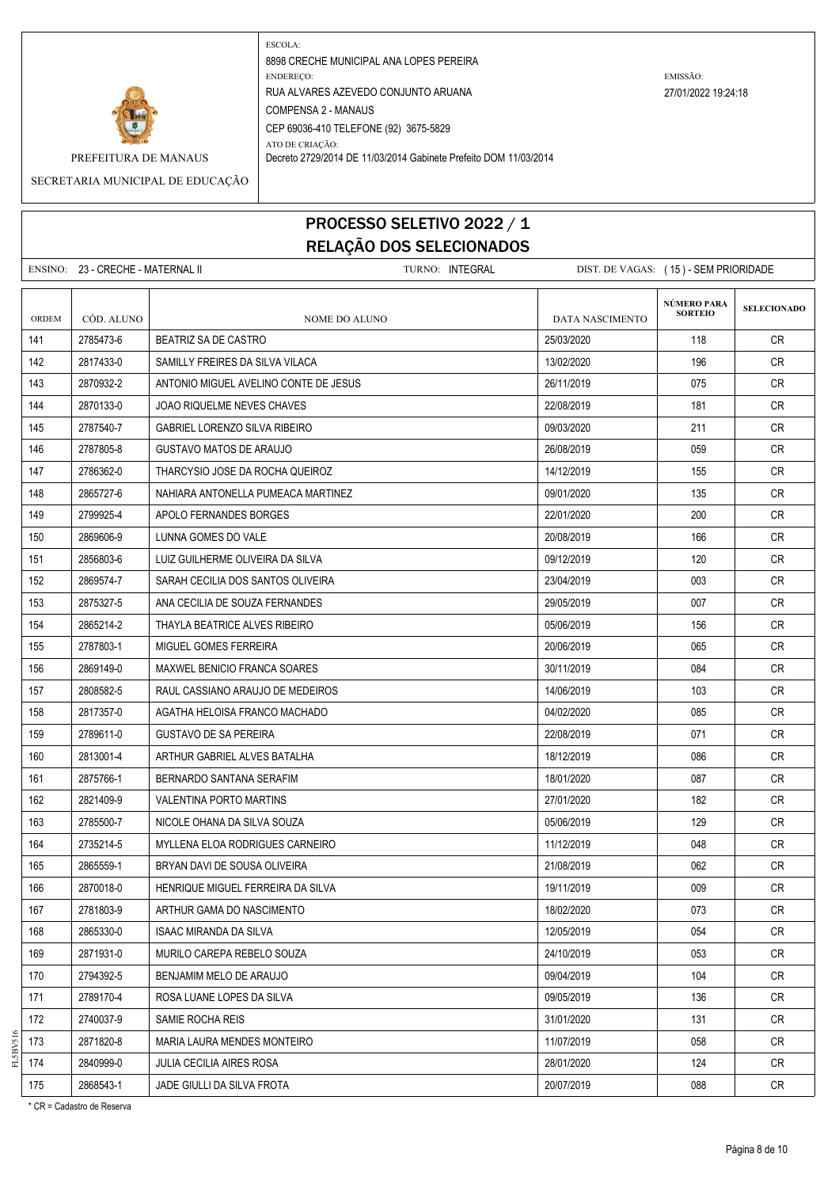PREFEITURA DE MANAUS

SECRETARIA MUNICIPAL DE EDUCAÇÃO

ESCOLA:
8898 CRECHE MUNICIPAL ANA LOPES PEREIRA

ENDEREÇO:
RUA ALVARES AZEVEDO CONJUNTO ARUANA
COMPENSA 2 - MANAUS
CEP 69036-410 TELEFONE (92) 3675-5829

ATO DE CRIAÇÃO:
Decreto 2729/2014 DE 11/03/2014 Gabinete Prefeito DOM 11/03/2014

EMISSÃO:
27/01/2022 19:24:18

# PROCESSO SELETIVO 2022 / 1
## RELAÇÃO DOS SELECIONADOS

ENSINO: 23 - CRECHE - MATERNAL II TURNO: INTEGRAL DIST. DE VAGAS: ( 15 ) - SEM PRIORIDADE

| ORDEM | CÓD. ALUNO | NOME DO ALUNO | DATA NASCIMENTO | NÚMERO PARA SORTEIO | SELECIONADO |
|---|---|---|---|---|---|
| 141 | 2785473-6 | BEATRIZ SA DE CASTRO | 25/03/2020 | 118 | CR |
| 142 | 2817433-0 | SAMILLY FREIRES DA SILVA VILACA | 13/02/2020 | 196 | CR |
| 143 | 2870932-2 | ANTONIO MIGUEL AVELINO CONTE DE JESUS | 26/11/2019 | 075 | CR |
| 144 | 2870133-0 | JOAO RIQUELME NEVES CHAVES | 22/08/2019 | 181 | CR |
| 145 | 2787540-7 | GABRIEL LORENZO SILVA RIBEIRO | 09/03/2020 | 211 | CR |
| 146 | 2787805-8 | GUSTAVO MATOS DE ARAUJO | 26/08/2019 | 059 | CR |
| 147 | 2786362-0 | THARCYSIO JOSE DA ROCHA QUEIROZ | 14/12/2019 | 155 | CR |
| 148 | 2865727-6 | NAHIARA ANTONELLA PUMEACA MARTINEZ | 09/01/2020 | 135 | CR |
| 149 | 2799925-4 | APOLO FERNANDES BORGES | 22/01/2020 | 200 | CR |
| 150 | 2869606-9 | LUNNA GOMES DO VALE | 20/08/2019 | 166 | CR |
| 151 | 2856803-6 | LUIZ GUILHERME OLIVEIRA DA SILVA | 09/12/2019 | 120 | CR |
| 152 | 2869574-7 | SARAH CECILIA DOS SANTOS OLIVEIRA | 23/04/2019 | 003 | CR |
| 153 | 2875327-5 | ANA CECILIA DE SOUZA FERNANDES | 29/05/2019 | 007 | CR |
| 154 | 2865214-2 | THAYLA BEATRICE ALVES RIBEIRO | 05/06/2019 | 156 | CR |
| 155 | 2787803-1 | MIGUEL GOMES FERREIRA | 20/06/2019 | 065 | CR |
| 156 | 2869149-0 | MAXWEL BENICIO FRANCA SOARES | 30/11/2019 | 084 | CR |
| 157 | 2808582-5 | RAUL CASSIANO ARAUJO DE MEDEIROS | 14/06/2019 | 103 | CR |
| 158 | 2817357-0 | AGATHA HELOISA FRANCO MACHADO | 04/02/2020 | 085 | CR |
| 159 | 2789611-0 | GUSTAVO DE SA PEREIRA | 22/08/2019 | 071 | CR |
| 160 | 2813001-4 | ARTHUR GABRIEL ALVES BATALHA | 18/12/2019 | 086 | CR |
| 161 | 2875766-1 | BERNARDO SANTANA SERAFIM | 18/01/2020 | 087 | CR |
| 162 | 2821409-9 | VALENTINA PORTO MARTINS | 27/01/2020 | 182 | CR |
| 163 | 2785500-7 | NICOLE OHANA DA SILVA SOUZA | 05/06/2019 | 129 | CR |
| 164 | 2735214-5 | MYLLENA ELOA RODRIGUES CARNEIRO | 11/12/2019 | 048 | CR |
| 165 | 2865559-1 | BRYAN DAVI DE SOUSA OLIVEIRA | 21/08/2019 | 062 | CR |
| 166 | 2870018-0 | HENRIQUE MIGUEL FERREIRA DA SILVA | 19/11/2019 | 009 | CR |
| 167 | 2781803-9 | ARTHUR GAMA DO NASCIMENTO | 18/02/2020 | 073 | CR |
| 168 | 2865330-0 | ISAAC MIRANDA DA SILVA | 12/05/2019 | 054 | CR |
| 169 | 2871931-0 | MURILO CAREPA REBELO SOUZA | 24/10/2019 | 053 | CR |
| 170 | 2794392-5 | BENJAMIM MELO DE ARAUJO | 09/04/2019 | 104 | CR |
| 171 | 2789170-4 | ROSA LUANE LOPES DA SILVA | 09/05/2019 | 136 | CR |
| 172 | 2740037-9 | SAMIE ROCHA REIS | 31/01/2020 | 131 | CR |
| 173 | 2871820-8 | MARIA LAURA MENDES MONTEIRO | 11/07/2019 | 058 | CR |
| 174 | 2840999-0 | JULIA CECILIA AIRES ROSA | 28/01/2020 | 124 | CR |
| 175 | 2868543-1 | JADE GIULLI DA SILVA FROTA | 20/07/2019 | 088 | CR |

* CR = Cadastro de Reserva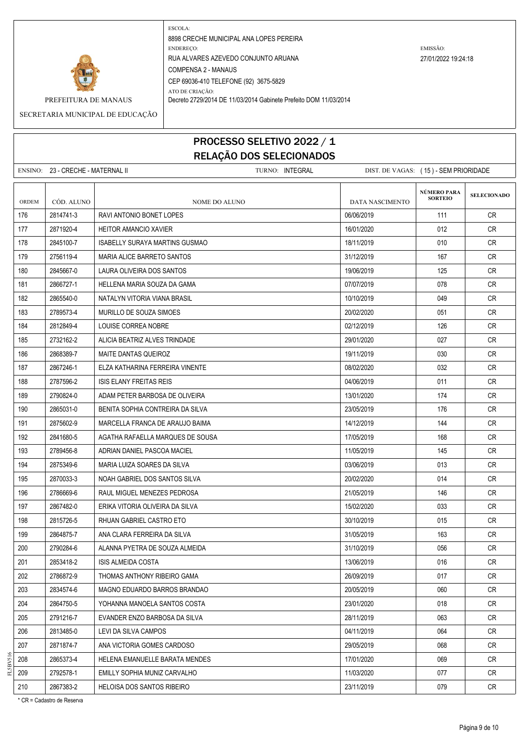PREFEITURA DE MANAUS

SECRETARIA MUNICIPAL DE EDUCAÇÃO

ESCOLA:
8898 CRECHE MUNICIPAL ANA LOPES PEREIRA

ENDEREÇO:
RUA ALVARES AZEVEDO CONJUNTO ARUANA
COMPENSA 2 - MANAUS
CEP 69036-410 TELEFONE (92) 3675-5829

ATO DE CRIAÇÃO:
Decreto 2729/2014 DE 11/03/2014 Gabinete Prefeito DOM 11/03/2014

EMISSÃO:
27/01/2022 19:24:18

# PROCESSO SELETIVO 2022 / 1
## RELAÇÃO DOS SELECIONADOS

ENSINO: 23 - CRECHE - MATERNAL II    TURNO: INTEGRAL    DIST. DE VAGAS: ( 15 ) - SEM PRIORIDADE

| ORDEM | CÓD. ALUNO | NOME DO ALUNO | DATA NASCIMENTO | NÚMERO PARA SORTEIO | SELECIONADO |
|---|---|---|---|---|---|
| 176 | 2814741-3 | RAVI ANTONIO BONET LOPES | 06/06/2019 | 111 | CR |
| 177 | 2871920-4 | HEITOR AMANCIO XAVIER | 16/01/2020 | 012 | CR |
| 178 | 2845100-7 | ISABELLY SURAYA MARTINS GUSMAO | 18/11/2019 | 010 | CR |
| 179 | 2756119-4 | MARIA ALICE BARRETO SANTOS | 31/12/2019 | 167 | CR |
| 180 | 2845667-0 | LAURA OLIVEIRA DOS SANTOS | 19/06/2019 | 125 | CR |
| 181 | 2866727-1 | HELLENA MARIA SOUZA DA GAMA | 07/07/2019 | 078 | CR |
| 182 | 2865540-0 | NATALYN VITORIA VIANA BRASIL | 10/10/2019 | 049 | CR |
| 183 | 2789573-4 | MURILLO DE SOUZA SIMOES | 20/02/2020 | 051 | CR |
| 184 | 2812849-4 | LOUISE CORREA NOBRE | 02/12/2019 | 126 | CR |
| 185 | 2732162-2 | ALICIA BEATRIZ ALVES TRINDADE | 29/01/2020 | 027 | CR |
| 186 | 2868389-7 | MAITE DANTAS QUEIROZ | 19/11/2019 | 030 | CR |
| 187 | 2867246-1 | ELZA KATHARINA FERREIRA VINENTE | 08/02/2020 | 032 | CR |
| 188 | 2787596-2 | ISIS ELANY FREITAS REIS | 04/06/2019 | 011 | CR |
| 189 | 2790824-0 | ADAM PETER BARBOSA DE OLIVEIRA | 13/01/2020 | 174 | CR |
| 190 | 2865031-0 | BENITA SOPHIA CONTREIRA DA SILVA | 23/05/2019 | 176 | CR |
| 191 | 2875602-9 | MARCELLA FRANCA DE ARAUJO BAIMA | 14/12/2019 | 144 | CR |
| 192 | 2841680-5 | AGATHA RAFAELLA MARQUES DE SOUSA | 17/05/2019 | 168 | CR |
| 193 | 2789456-8 | ADRIAN DANIEL PASCOA MACIEL | 11/05/2019 | 145 | CR |
| 194 | 2875349-6 | MARIA LUIZA SOARES DA SILVA | 03/06/2019 | 013 | CR |
| 195 | 2870033-3 | NOAH GABRIEL DOS SANTOS SILVA | 20/02/2020 | 014 | CR |
| 196 | 2786669-6 | RAUL MIGUEL MENEZES PEDROSA | 21/05/2019 | 146 | CR |
| 197 | 2867482-0 | ERIKA VITORIA OLIVEIRA DA SILVA | 15/02/2020 | 033 | CR |
| 198 | 2815726-5 | RHUAN GABRIEL CASTRO ETO | 30/10/2019 | 015 | CR |
| 199 | 2864875-7 | ANA CLARA FERREIRA DA SILVA | 31/05/2019 | 163 | CR |
| 200 | 2790284-6 | ALANNA PYETRA DE SOUZA ALMEIDA | 31/10/2019 | 056 | CR |
| 201 | 2853418-2 | ISIS ALMEIDA COSTA | 13/06/2019 | 016 | CR |
| 202 | 2786872-9 | THOMAS ANTHONY RIBEIRO GAMA | 26/09/2019 | 017 | CR |
| 203 | 2834574-6 | MAGNO EDUARDO BARROS BRANDAO | 20/05/2019 | 060 | CR |
| 204 | 2864750-5 | YOHANNA MANOELA SANTOS COSTA | 23/01/2020 | 018 | CR |
| 205 | 2791216-7 | EVANDER ENZO BARBOSA DA SILVA | 28/11/2019 | 063 | CR |
| 206 | 2813485-0 | LEVI DA SILVA CAMPOS | 04/11/2019 | 064 | CR |
| 207 | 2871874-7 | ANA VICTORIA GOMES CARDOSO | 29/05/2019 | 068 | CR |
| 208 | 2865373-4 | HELENA EMANUELLE BARATA MENDES | 17/01/2020 | 069 | CR |
| 209 | 2792578-1 | EMILLY SOPHIA MUNIZ CARVALHO | 11/03/2020 | 077 | CR |
| 210 | 2867383-2 | HELOISA DOS SANTOS RIBEIRO | 23/11/2019 | 079 | CR |

* CR = Cadastro de Reserva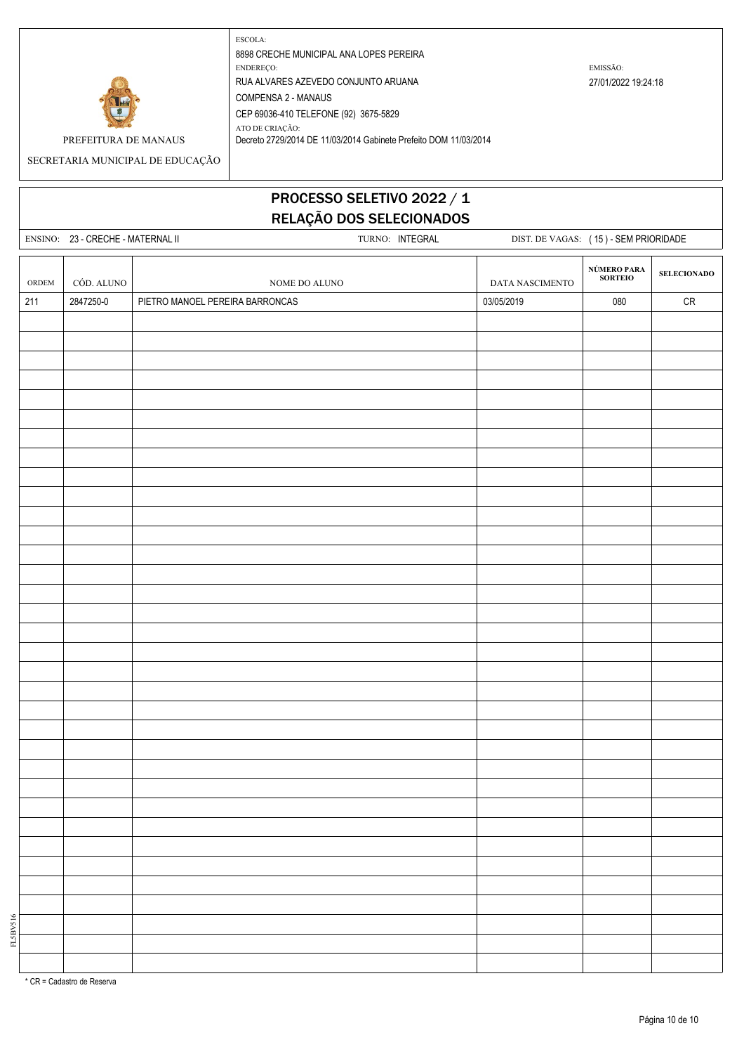PREFEITURA DE MANAUS

SECRETARIA MUNICIPAL DE EDUCAÇÃO

ESCOLA:
8898 CRECHE MUNICIPAL ANA LOPES PEREIRA
ENDEREÇO:
RUA ALVARES AZEVEDO CONJUNTO ARUANA
COMPENSA 2 - MANAUS
CEP 69036-410 TELEFONE (92) 3675-5829
ATO DE CRIAÇÃO:
Decreto 2729/2014 DE 11/03/2014 Gabinete Prefeito DOM 11/03/2014

EMISSÃO:
27/01/2022 19:24:18

## PROCESSO SELETIVO 2022 / 1
## RELAÇÃO DOS SELECIONADOS

ENSINO: 23 - CRECHE - MATERNAL II    TURNO: INTEGRAL    DIST. DE VAGAS: ( 15 ) - SEM PRIORIDADE

| ORDEM | CÓD. ALUNO | NOME DO ALUNO | DATA NASCIMENTO | NÚMERO PARA SORTEIO | SELECIONADO |
|---|---|---|---|---|---|
| 211 | 2847250-0 | PIETRO MANOEL PEREIRA BARRONCAS | 03/05/2019 | 080 | CR |

* CR = Cadastro de Reserva